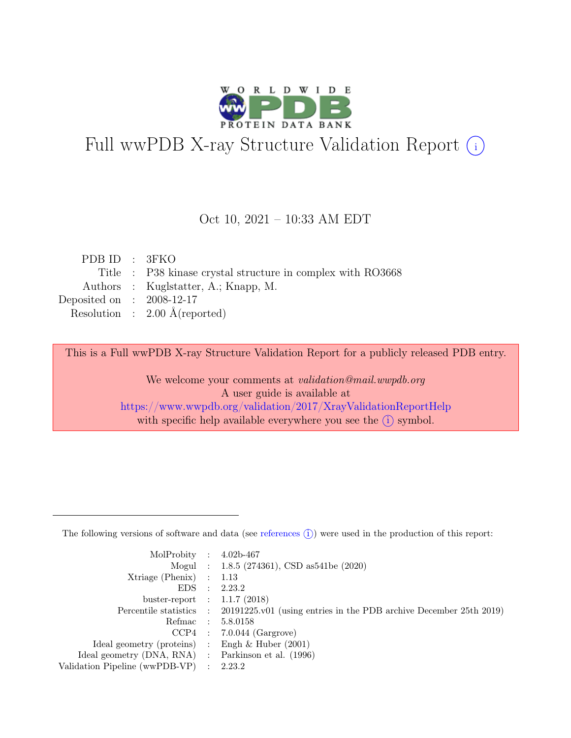# Full wwPDB X-ray Structure Validation Report ⓘ

Oct 10, 2021 – 10:33 AM EDT

| | | |
|---|---|---|
| PDB ID | : | 3FKO |
| Title | : | P38 kinase crystal structure in complex with RO3668 |
| Authors | : | Kuglstatter, A.; Knapp, M. |
| Deposited on | : | 2008-12-17 |
| Resolution | : | 2.00 Å(reported) |

This is a Full wwPDB X-ray Structure Validation Report for a publicly released PDB entry.

We welcome your comments at *validation@mail.wwpdb.org*
A user guide is available at
https://www.wwpdb.org/validation/2017/XrayValidationReportHelp
with specific help available everywhere you see the ⓘ symbol.

---

The following versions of software and data (see references ⓘ) were used in the production of this report:

| | | |
|---|---|---|
| MolProbity | : | 4.02b-467 |
| Mogul | : | 1.8.5 (274361), CSD as541be (2020) |
| Xtriage (Phenix) | : | 1.13 |
| EDS | : | 2.23.2 |
| buster-report | : | 1.1.7 (2018) |
| Percentile statistics | : | 20191225.v01 (using entries in the PDB archive December 25th 2019) |
| Refmac | : | 5.8.0158 |
| CCP4 | : | 7.0.044 (Gargrove) |
| Ideal geometry (proteins) | : | Engh & Huber (2001) |
| Ideal geometry (DNA, RNA) | : | Parkinson et al. (1996) |
| Validation Pipeline (wwPDB-VP) | : | 2.23.2 |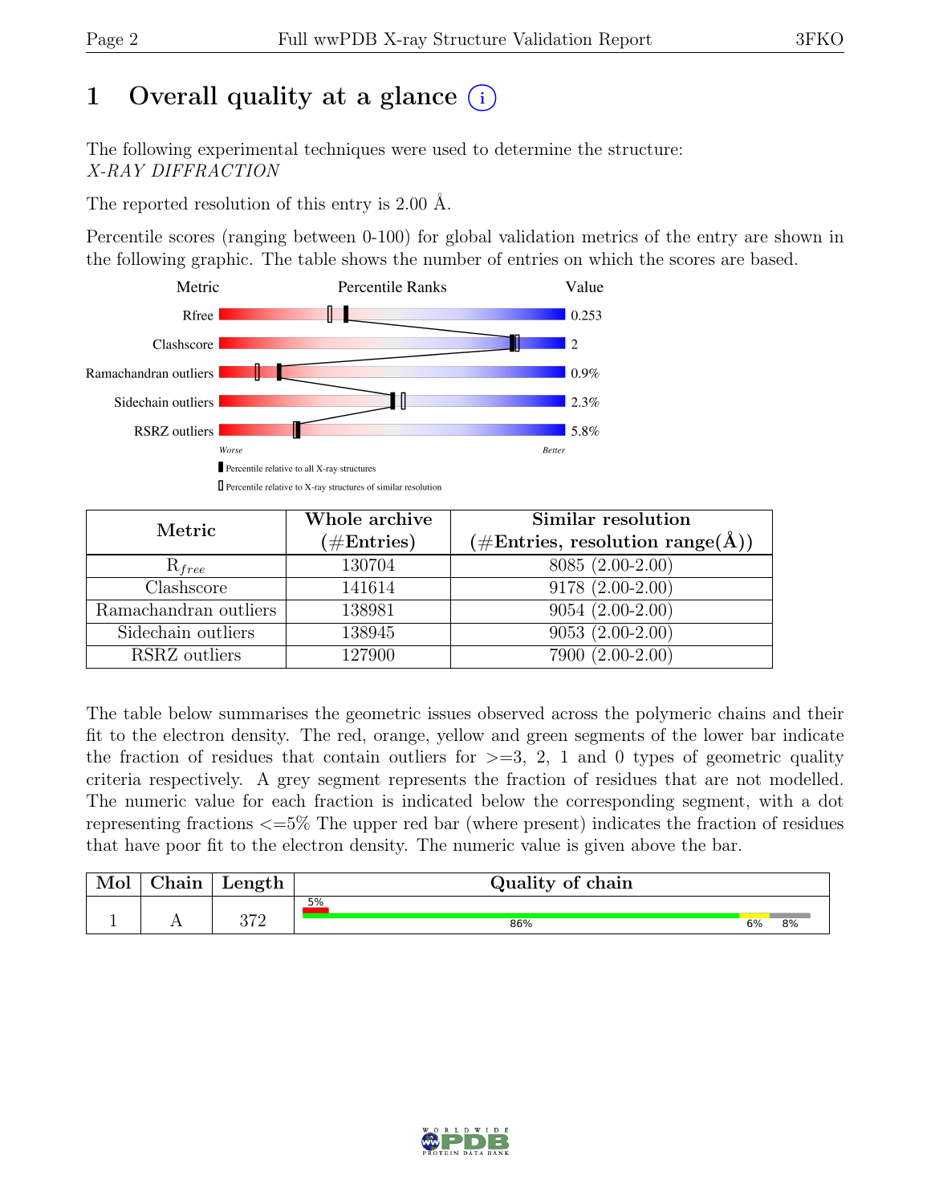# 1 Overall quality at a glance (i)

The following experimental techniques were used to determine the structure:
*X-RAY DIFFRACTION*

The reported resolution of this entry is 2.00 Å.

Percentile scores (ranging between 0-100) for global validation metrics of the entry are shown in the following graphic. The table shows the number of entries on which the scores are based.

| Metric | Value |
|---|---|
| Rfree | 0.253 |
| Clashscore | 2 |
| Ramachandran outliers | 0.9% |
| Sidechain outliers | 2.3% |
| RSRZ outliers | 5.8% |

Worse — Better

▮ Percentile relative to all X-ray structures
▯ Percentile relative to X-ray structures of similar resolution

| Metric | Whole archive (#Entries) | Similar resolution (#Entries, resolution range(Å)) |
|---|---|---|
| $R_{free}$ | 130704 | 8085 (2.00-2.00) |
| Clashscore | 141614 | 9178 (2.00-2.00) |
| Ramachandran outliers | 138981 | 9054 (2.00-2.00) |
| Sidechain outliers | 138945 | 9053 (2.00-2.00) |
| RSRZ outliers | 127900 | 7900 (2.00-2.00) |

The table below summarises the geometric issues observed across the polymeric chains and their fit to the electron density. The red, orange, yellow and green segments of the lower bar indicate the fraction of residues that contain outliers for >=3, 2, 1 and 0 types of geometric quality criteria respectively. A grey segment represents the fraction of residues that are not modelled. The numeric value for each fraction is indicated below the corresponding segment, with a dot representing fractions <=5% The upper red bar (where present) indicates the fraction of residues that have poor fit to the electron density. The numeric value is given above the bar.

| Mol | Chain | Length | Quality of chain |
|---|---|---|---|
| 1 | A | 372 | 5% (poor fit); 86% (green), 6% (yellow), 8% (grey) |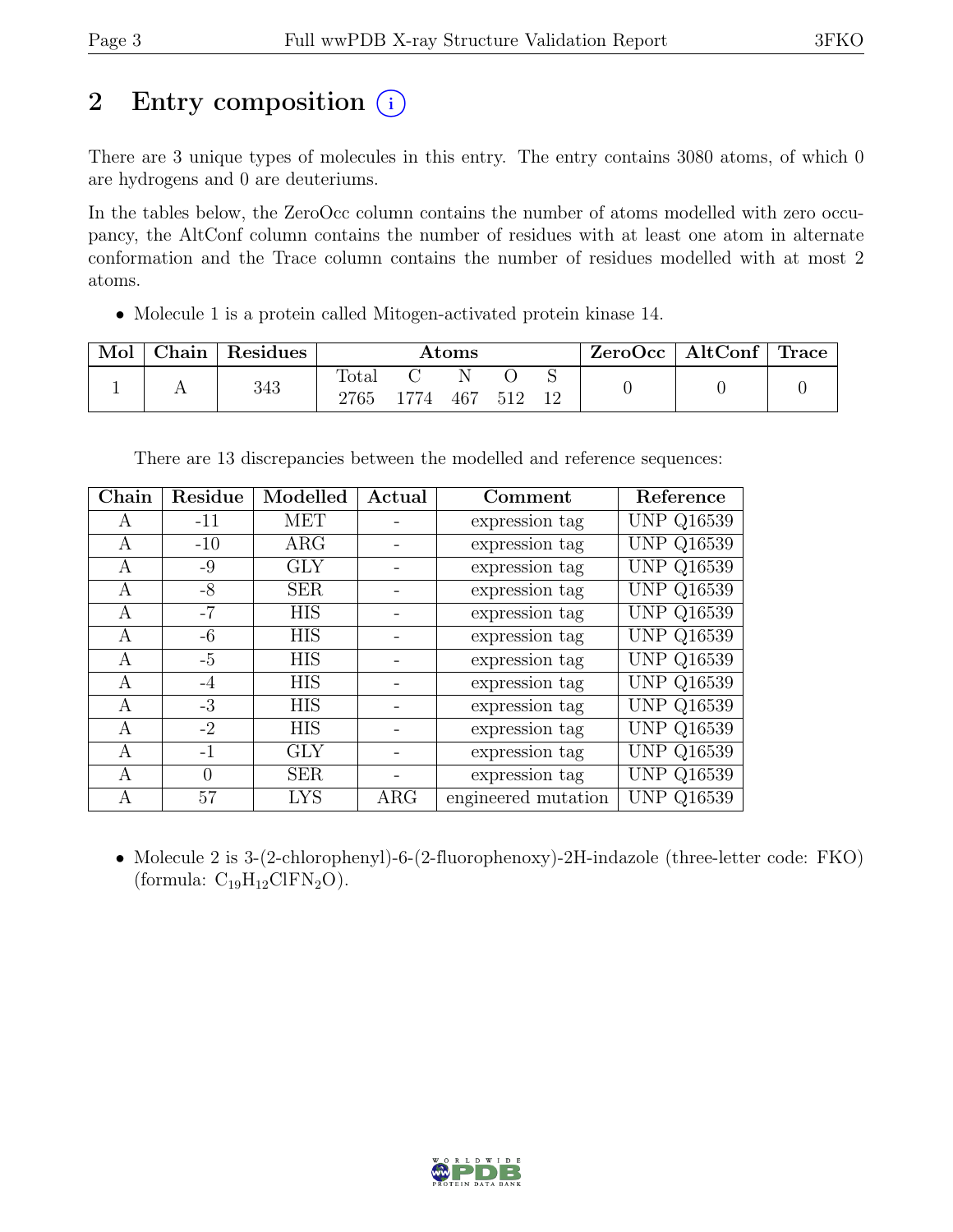# 2 Entry composition (i)

There are 3 unique types of molecules in this entry. The entry contains 3080 atoms, of which 0 are hydrogens and 0 are deuteriums.

In the tables below, the ZeroOcc column contains the number of atoms modelled with zero occupancy, the AltConf column contains the number of residues with at least one atom in alternate conformation and the Trace column contains the number of residues modelled with at most 2 atoms.

- Molecule 1 is a protein called Mitogen-activated protein kinase 14.

| Mol | Chain | Residues | Atoms | | | | | ZeroOcc | AltConf | Trace |
|---|---|---|---|---|---|---|---|---|---|---|
| | | | Total | C | N | O | S | | | |
| 1 | A | 343 | 2765 | 1774 | 467 | 512 | 12 | 0 | 0 | 0 |

There are 13 discrepancies between the modelled and reference sequences:

| Chain | Residue | Modelled | Actual | Comment | Reference |
|---|---|---|---|---|---|
| A | -11 | MET | - | expression tag | UNP Q16539 |
| A | -10 | ARG | - | expression tag | UNP Q16539 |
| A | -9 | GLY | - | expression tag | UNP Q16539 |
| A | -8 | SER | - | expression tag | UNP Q16539 |
| A | -7 | HIS | - | expression tag | UNP Q16539 |
| A | -6 | HIS | - | expression tag | UNP Q16539 |
| A | -5 | HIS | - | expression tag | UNP Q16539 |
| A | -4 | HIS | - | expression tag | UNP Q16539 |
| A | -3 | HIS | - | expression tag | UNP Q16539 |
| A | -2 | HIS | - | expression tag | UNP Q16539 |
| A | -1 | GLY | - | expression tag | UNP Q16539 |
| A | 0 | SER | - | expression tag | UNP Q16539 |
| A | 57 | LYS | ARG | engineered mutation | UNP Q16539 |

- Molecule 2 is 3-(2-chlorophenyl)-6-(2-fluorophenoxy)-2H-indazole (three-letter code: FKO) (formula: $C_{19}H_{12}ClFN_2O$).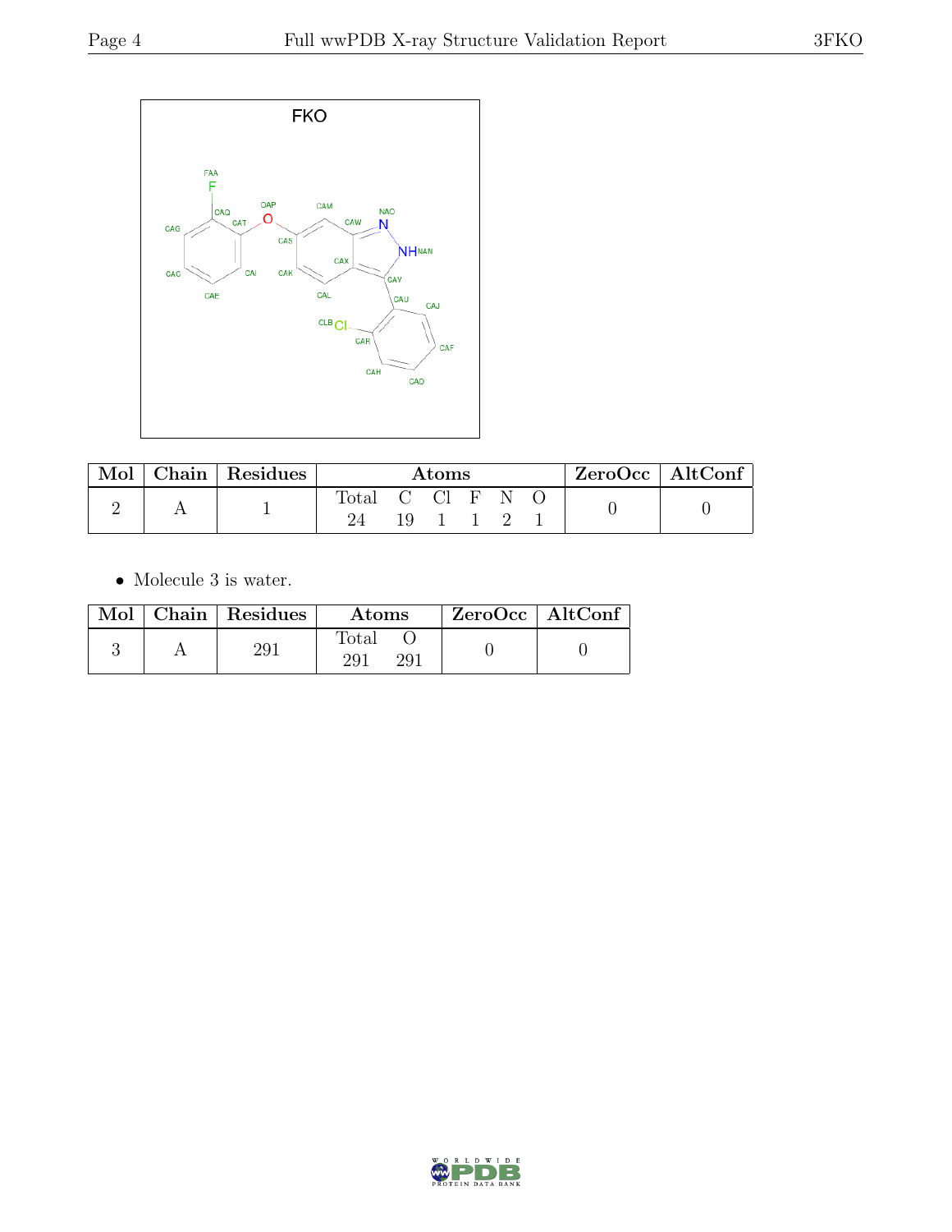| Mol | Chain | Residues | Atoms | | | | | | ZeroOcc | AltConf |
|---|---|---|---|---|---|---|---|---|---|---|
| | | | Total | C | Cl | F | N | O | | |
| 2 | A | 1 | 24 | 19 | 1 | 1 | 2 | 1 | 0 | 0 |

- Molecule 3 is water.

| Mol | Chain | Residues | Atoms | | ZeroOcc | AltConf |
|---|---|---|---|---|---|---|
| | | | Total | O | | |
| 3 | A | 291 | 291 | 291 | 0 | 0 |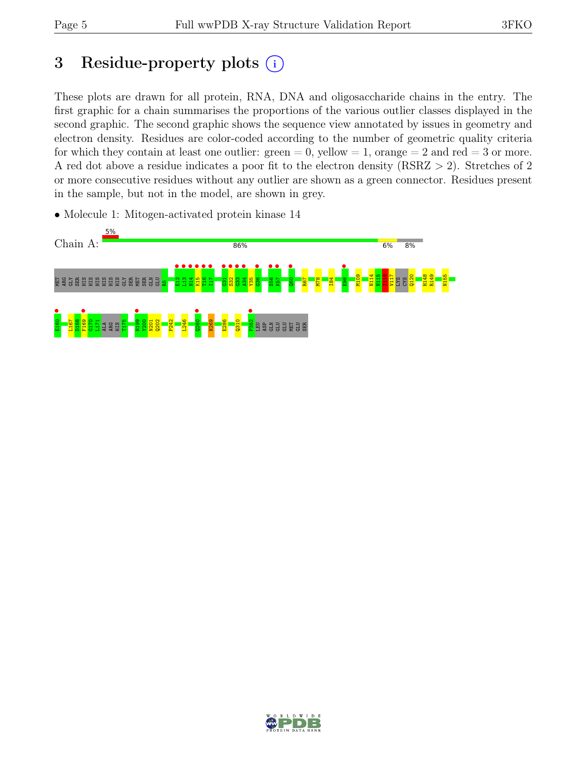# 3 Residue-property plots

These plots are drawn for all protein, RNA, DNA and oligosaccharide chains in the entry. The first graphic for a chain summarises the proportions of the various outlier classes displayed in the second graphic. The second graphic shows the sequence view annotated by issues in geometry and electron density. Residues are color-coded according to the number of geometric quality criteria for which they contain at least one outlier: green = 0, yellow = 1, orange = 2 and red = 3 or more. A red dot above a residue indicates a poor fit to the electron density (RSRZ > 2). Stretches of 2 or more consecutive residues without any outlier are shown as a green connector. Residues present in the sample, but not in the model, are shown in grey.

- Molecule 1: Mitogen-activated protein kinase 14

Chain A: 5% | 86% | 6% | 8%

MET ARG GLY SER HIS HIS HIS HIS HIS HIS GLY SER MET SER GLN GLU R5 E12 L13 N14 K15 T16 I17 G31 S32 G33 A34 Y35 G36 S56 K57 Q60 R67 M78 I84 E98 M109 N114 N115 I116 V117 LYS CYS Q120 H148 R149 N155

E160 L167 D168 F169 G170 L171 ALA ARG HIS T175 H199 Y200 N201 Q202 P242 L246 Q260 N269 E286 Q310 P352 LEU ASP GLN GLU GLU MET GLU SER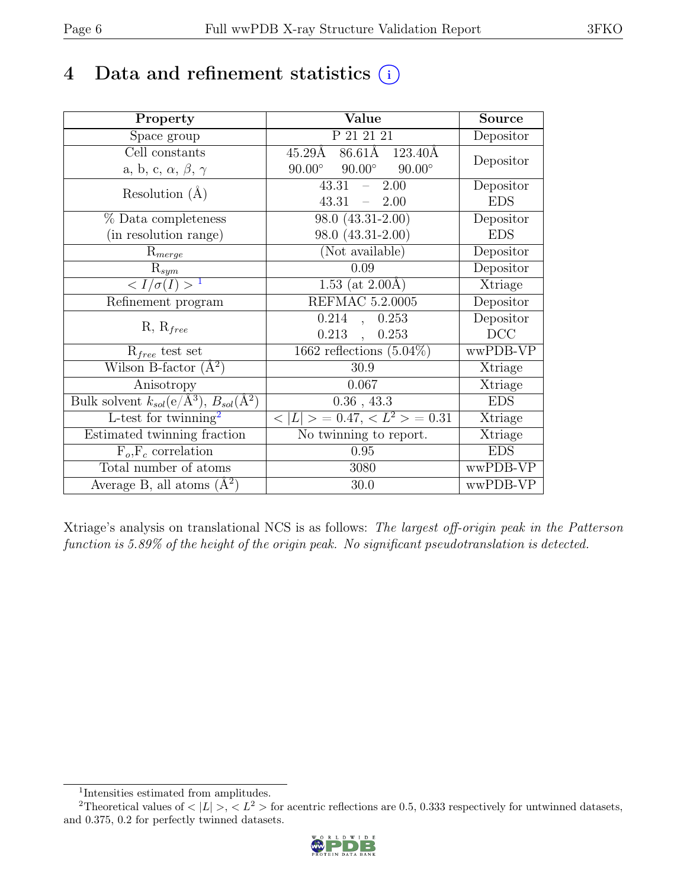# 4 Data and refinement statistics (i)

| Property | Value | Source |
|---|---|---|
| Space group | P 21 21 21 | Depositor |
| Cell constants<br>a, b, c, $\alpha$, $\beta$, $\gamma$ | 45.29Å 86.61Å 123.40Å<br>90.00° 90.00° 90.00° | Depositor |
| Resolution (Å) | 43.31 – 2.00<br>43.31 – 2.00 | Depositor<br>EDS |
| % Data completeness<br>(in resolution range) | 98.0 (43.31-2.00)<br>98.0 (43.31-2.00) | Depositor<br>EDS |
| $R_{merge}$ | (Not available) | Depositor |
| $R_{sym}$ | 0.09 | Depositor |
| $< I/\sigma(I) >$ [1] | 1.53 (at 2.00Å) | Xtriage |
| Refinement program | REFMAC 5.2.0005 | Depositor |
| R, $R_{free}$ | 0.214 , 0.253<br>0.213 , 0.253 | Depositor<br>DCC |
| $R_{free}$ test set | 1662 reflections (5.04%) | wwPDB-VP |
| Wilson B-factor (Å$^2$) | 30.9 | Xtriage |
| Anisotropy | 0.067 | Xtriage |
| Bulk solvent $k_{sol}$(e/Å$^3$), $B_{sol}$(Å$^2$) | 0.36 , 43.3 | EDS |
| L-test for twinning[2] | $< \|L\| > = 0.47$, $< L^2 > = 0.31$ | Xtriage |
| Estimated twinning fraction | No twinning to report. | Xtriage |
| $F_o$,$F_c$ correlation | 0.95 | EDS |
| Total number of atoms | 3080 | wwPDB-VP |
| Average B, all atoms (Å$^2$) | 30.0 | wwPDB-VP |

Xtriage's analysis on translational NCS is as follows: *The largest off-origin peak in the Patterson function is 5.89% of the height of the origin peak. No significant pseudotranslation is detected.*

[1] Intensities estimated from amplitudes.

[2] Theoretical values of $< |L| >$, $< L^2 >$ for acentric reflections are 0.5, 0.333 respectively for untwinned datasets, and 0.375, 0.2 for perfectly twinned datasets.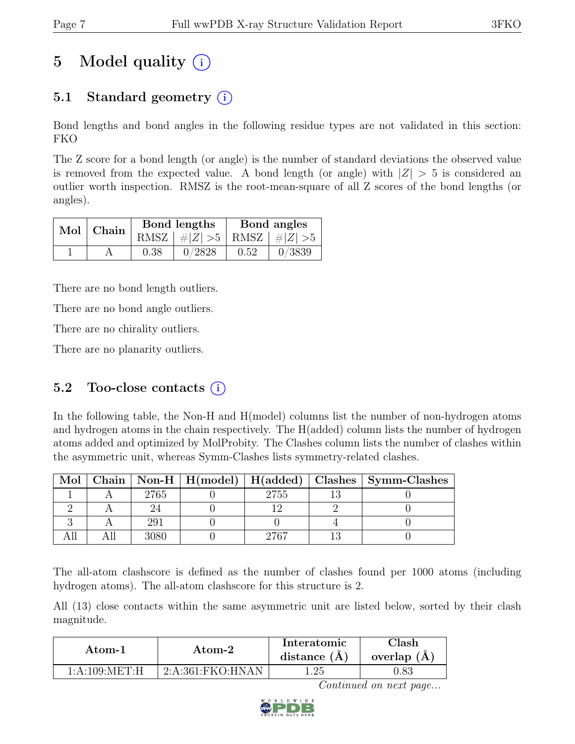# 5 Model quality

## 5.1 Standard geometry

Bond lengths and bond angles in the following residue types are not validated in this section: FKO

The Z score for a bond length (or angle) is the number of standard deviations the observed value is removed from the expected value. A bond length (or angle) with $|Z| > 5$ is considered an outlier worth inspection. RMSZ is the root-mean-square of all Z scores of the bond lengths (or angles).

| Mol | Chain | Bond lengths | | Bond angles | |
|---|---|---|---|---|---|
| | | RMSZ | $\#\|Z\| > 5$ | RMSZ | $\#\|Z\| > 5$ |
| 1 | A | 0.38 | 0/2828 | 0.52 | 0/3839 |

There are no bond length outliers.

There are no bond angle outliers.

There are no chirality outliers.

There are no planarity outliers.

## 5.2 Too-close contacts

In the following table, the Non-H and H(model) columns list the number of non-hydrogen atoms and hydrogen atoms in the chain respectively. The H(added) column lists the number of hydrogen atoms added and optimized by MolProbity. The Clashes column lists the number of clashes within the asymmetric unit, whereas Symm-Clashes lists symmetry-related clashes.

| Mol | Chain | Non-H | H(model) | H(added) | Clashes | Symm-Clashes |
|---|---|---|---|---|---|---|
| 1 | A | 2765 | 0 | 2755 | 13 | 0 |
| 2 | A | 24 | 0 | 12 | 2 | 0 |
| 3 | A | 291 | 0 | 0 | 4 | 0 |
| All | All | 3080 | 0 | 2767 | 13 | 0 |

The all-atom clashscore is defined as the number of clashes found per 1000 atoms (including hydrogen atoms). The all-atom clashscore for this structure is 2.

All (13) close contacts within the same asymmetric unit are listed below, sorted by their clash magnitude.

| Atom-1 | Atom-2 | Interatomic distance (Å) | Clash overlap (Å) |
|---|---|---|---|
| 1:A:109:MET:H | 2:A:361:FKO:HNAN | 1.25 | 0.83 |

*Continued on next page...*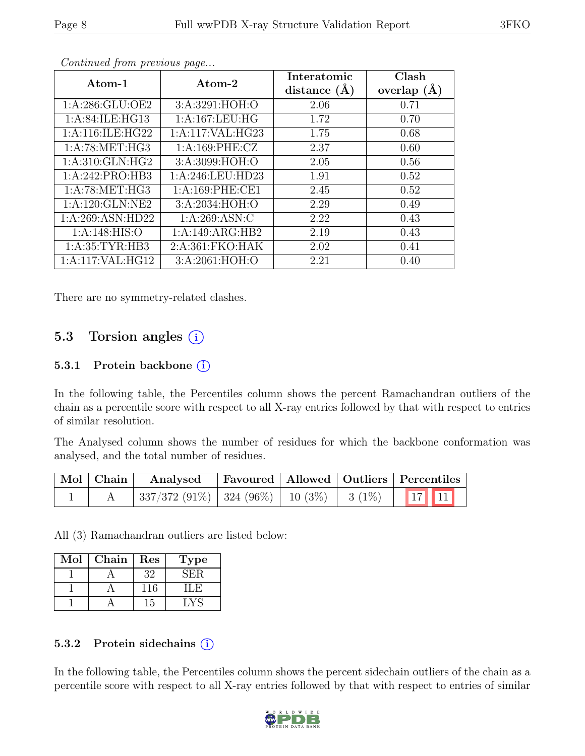*Continued from previous page...*

| Atom-1 | Atom-2 | Interatomic distance (Å) | Clash overlap (Å) |
|---|---|---|---|
| 1:A:286:GLU:OE2 | 3:A:3291:HOH:O | 2.06 | 0.71 |
| 1:A:84:ILE:HG13 | 1:A:167:LEU:HG | 1.72 | 0.70 |
| 1:A:116:ILE:HG22 | 1:A:117:VAL:HG23 | 1.75 | 0.68 |
| 1:A:78:MET:HG3 | 1:A:169:PHE:CZ | 2.37 | 0.60 |
| 1:A:310:GLN:HG2 | 3:A:3099:HOH:O | 2.05 | 0.56 |
| 1:A:242:PRO:HB3 | 1:A:246:LEU:HD23 | 1.91 | 0.52 |
| 1:A:78:MET:HG3 | 1:A:169:PHE:CE1 | 2.45 | 0.52 |
| 1:A:120:GLN:NE2 | 3:A:2034:HOH:O | 2.29 | 0.49 |
| 1:A:269:ASN:HD22 | 1:A:269:ASN:C | 2.22 | 0.43 |
| 1:A:148:HIS:O | 1:A:149:ARG:HB2 | 2.19 | 0.43 |
| 1:A:35:TYR:HB3 | 2:A:361:FKO:HAK | 2.02 | 0.41 |
| 1:A:117:VAL:HG12 | 3:A:2061:HOH:O | 2.21 | 0.40 |

There are no symmetry-related clashes.

## 5.3 Torsion angles

### 5.3.1 Protein backbone

In the following table, the Percentiles column shows the percent Ramachandran outliers of the chain as a percentile score with respect to all X-ray entries followed by that with respect to entries of similar resolution.

The Analysed column shows the number of residues for which the backbone conformation was analysed, and the total number of residues.

| Mol | Chain | Analysed | Favoured | Allowed | Outliers | Percentiles | |
|---|---|---|---|---|---|---|---|
| 1 | A | 337/372 (91%) | 324 (96%) | 10 (3%) | 3 (1%) | 17 | 11 |

All (3) Ramachandran outliers are listed below:

| Mol | Chain | Res | Type |
|---|---|---|---|
| 1 | A | 32 | SER |
| 1 | A | 116 | ILE |
| 1 | A | 15 | LYS |

### 5.3.2 Protein sidechains

In the following table, the Percentiles column shows the percent sidechain outliers of the chain as a percentile score with respect to all X-ray entries followed by that with respect to entries of similar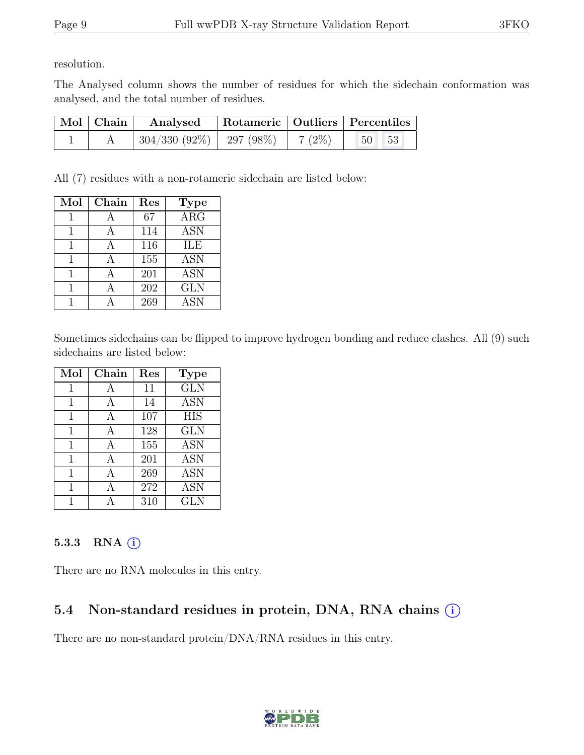resolution.

The Analysed column shows the number of residues for which the sidechain conformation was analysed, and the total number of residues.

| Mol | Chain | Analysed | Rotameric | Outliers | Percentiles | |
|---|---|---|---|---|---|---|
| 1 | A | 304/330 (92%) | 297 (98%) | 7 (2%) | 50 | 53 |

All (7) residues with a non-rotameric sidechain are listed below:

| Mol | Chain | Res | Type |
|---|---|---|---|
| 1 | A | 67 | ARG |
| 1 | A | 114 | ASN |
| 1 | A | 116 | ILE |
| 1 | A | 155 | ASN |
| 1 | A | 201 | ASN |
| 1 | A | 202 | GLN |
| 1 | A | 269 | ASN |

Sometimes sidechains can be flipped to improve hydrogen bonding and reduce clashes. All (9) such sidechains are listed below:

| Mol | Chain | Res | Type |
|---|---|---|---|
| 1 | A | 11 | GLN |
| 1 | A | 14 | ASN |
| 1 | A | 107 | HIS |
| 1 | A | 128 | GLN |
| 1 | A | 155 | ASN |
| 1 | A | 201 | ASN |
| 1 | A | 269 | ASN |
| 1 | A | 272 | ASN |
| 1 | A | 310 | GLN |

### 5.3.3 RNA

There are no RNA molecules in this entry.

## 5.4 Non-standard residues in protein, DNA, RNA chains

There are no non-standard protein/DNA/RNA residues in this entry.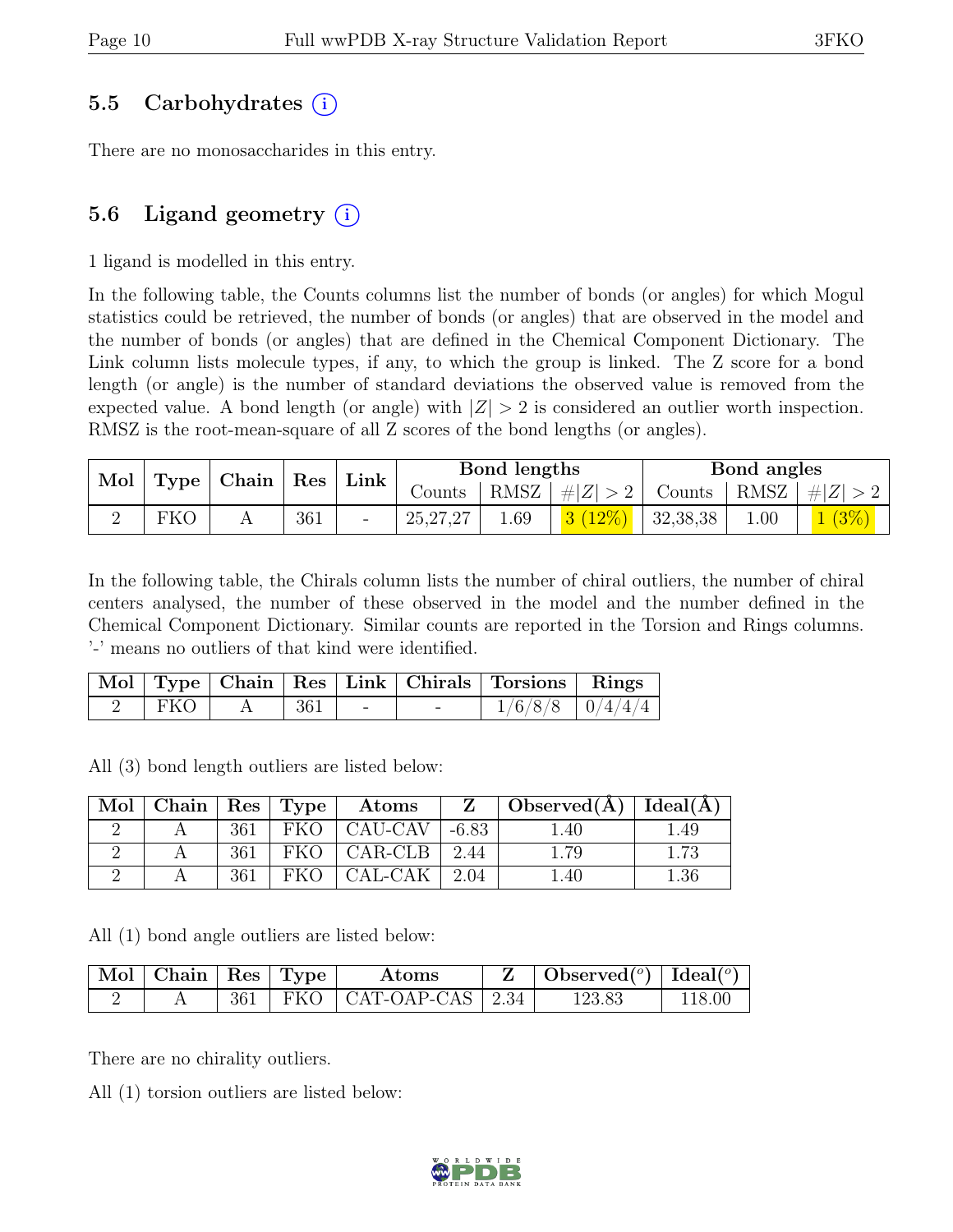## 5.5 Carbohydrates (i)

There are no monosaccharides in this entry.

## 5.6 Ligand geometry (i)

1 ligand is modelled in this entry.

In the following table, the Counts columns list the number of bonds (or angles) for which Mogul statistics could be retrieved, the number of bonds (or angles) that are observed in the model and the number of bonds (or angles) that are defined in the Chemical Component Dictionary. The Link column lists molecule types, if any, to which the group is linked. The Z score for a bond length (or angle) is the number of standard deviations the observed value is removed from the expected value. A bond length (or angle) with $|Z| > 2$ is considered an outlier worth inspection. RMSZ is the root-mean-square of all Z scores of the bond lengths (or angles).

| Mol | Type | Chain | Res | Link | Bond lengths | | | Bond angles | | |
|---|---|---|---|---|---|---|---|---|---|---|
| | | | | | Counts | RMSZ | $\#\|Z\| > 2$ | Counts | RMSZ | $\#\|Z\| > 2$ |
| 2 | FKO | A | 361 | - | 25,27,27 | 1.69 | 3 (12%) | 32,38,38 | 1.00 | 1 (3%) |

In the following table, the Chirals column lists the number of chiral outliers, the number of chiral centers analysed, the number of these observed in the model and the number defined in the Chemical Component Dictionary. Similar counts are reported in the Torsion and Rings columns. '-' means no outliers of that kind were identified.

| Mol | Type | Chain | Res | Link | Chirals | Torsions | Rings |
|---|---|---|---|---|---|---|---|
| 2 | FKO | A | 361 | - | - | 1/6/8/8 | 0/4/4/4 |

All (3) bond length outliers are listed below:

| Mol | Chain | Res | Type | Atoms | Z | Observed(Å) | Ideal(Å) |
|---|---|---|---|---|---|---|---|
| 2 | A | 361 | FKO | CAU-CAV | -6.83 | 1.40 | 1.49 |
| 2 | A | 361 | FKO | CAR-CLB | 2.44 | 1.79 | 1.73 |
| 2 | A | 361 | FKO | CAL-CAK | 2.04 | 1.40 | 1.36 |

All (1) bond angle outliers are listed below:

| Mol | Chain | Res | Type | Atoms | Z | Observed(°) | Ideal(°) |
|---|---|---|---|---|---|---|---|
| 2 | A | 361 | FKO | CAT-OAP-CAS | 2.34 | 123.83 | 118.00 |

There are no chirality outliers.

All (1) torsion outliers are listed below: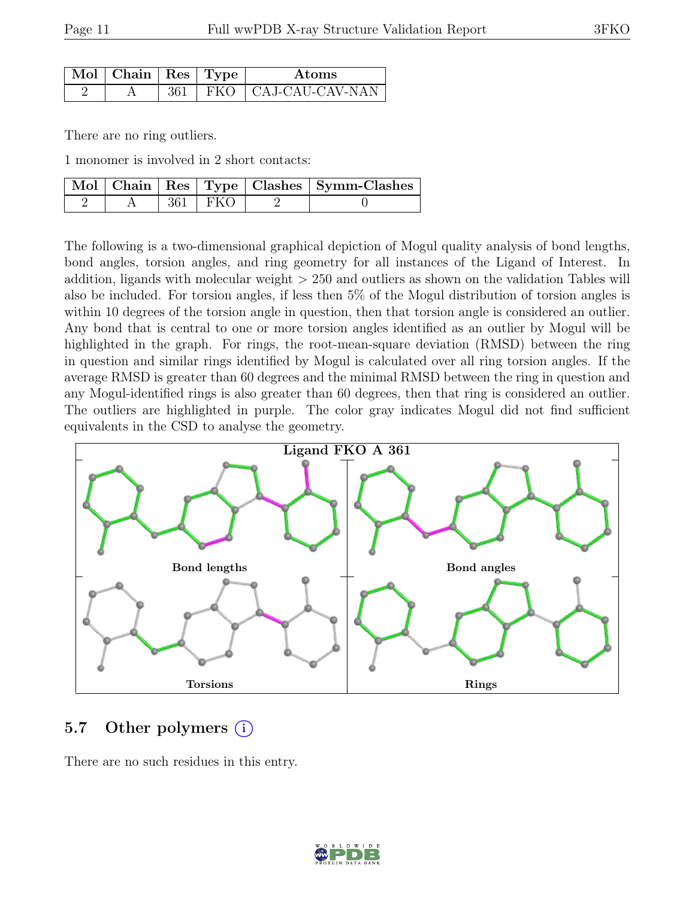| Mol | Chain | Res | Type | Atoms |
|---|---|---|---|---|
| 2 | A | 361 | FKO | CAJ-CAU-CAV-NAN |

There are no ring outliers.

1 monomer is involved in 2 short contacts:

| Mol | Chain | Res | Type | Clashes | Symm-Clashes |
|---|---|---|---|---|---|
| 2 | A | 361 | FKO | 2 | 0 |

The following is a two-dimensional graphical depiction of Mogul quality analysis of bond lengths, bond angles, torsion angles, and ring geometry for all instances of the Ligand of Interest. In addition, ligands with molecular weight > 250 and outliers as shown on the validation Tables will also be included. For torsion angles, if less then 5% of the Mogul distribution of torsion angles is within 10 degrees of the torsion angle in question, then that torsion angle is considered an outlier. Any bond that is central to one or more torsion angles identified as an outlier by Mogul will be highlighted in the graph. For rings, the root-mean-square deviation (RMSD) between the ring in question and similar rings identified by Mogul is calculated over all ring torsion angles. If the average RMSD is greater than 60 degrees and the minimal RMSD between the ring in question and any Mogul-identified rings is also greater than 60 degrees, then that ring is considered an outlier. The outliers are highlighted in purple. The color gray indicates Mogul did not find sufficient equivalents in the CSD to analyse the geometry.

Ligand FKO A 361

Bond lengths

Bond angles

Torsions

Rings

## 5.7 Other polymers

There are no such residues in this entry.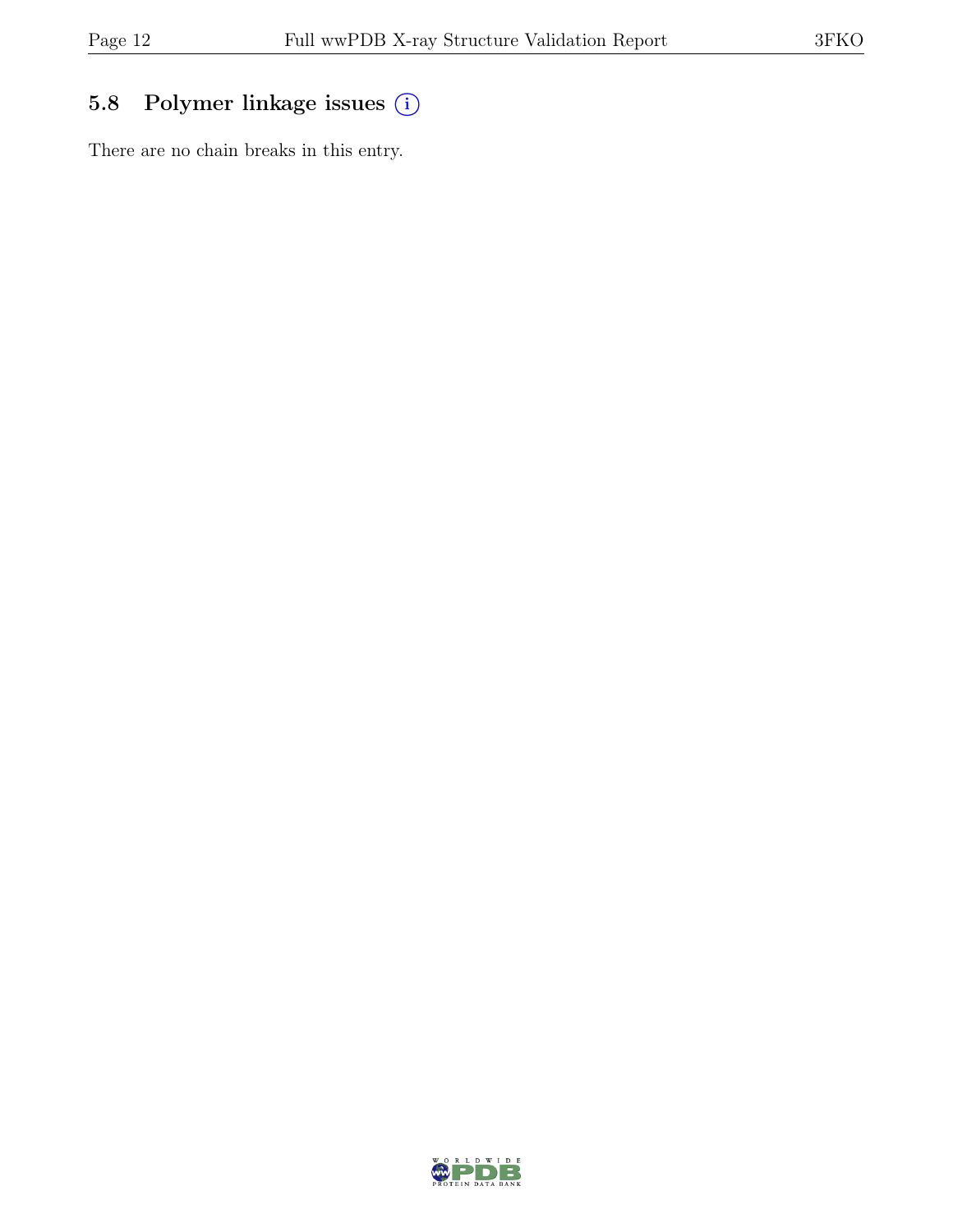## 5.8 Polymer linkage issues

There are no chain breaks in this entry.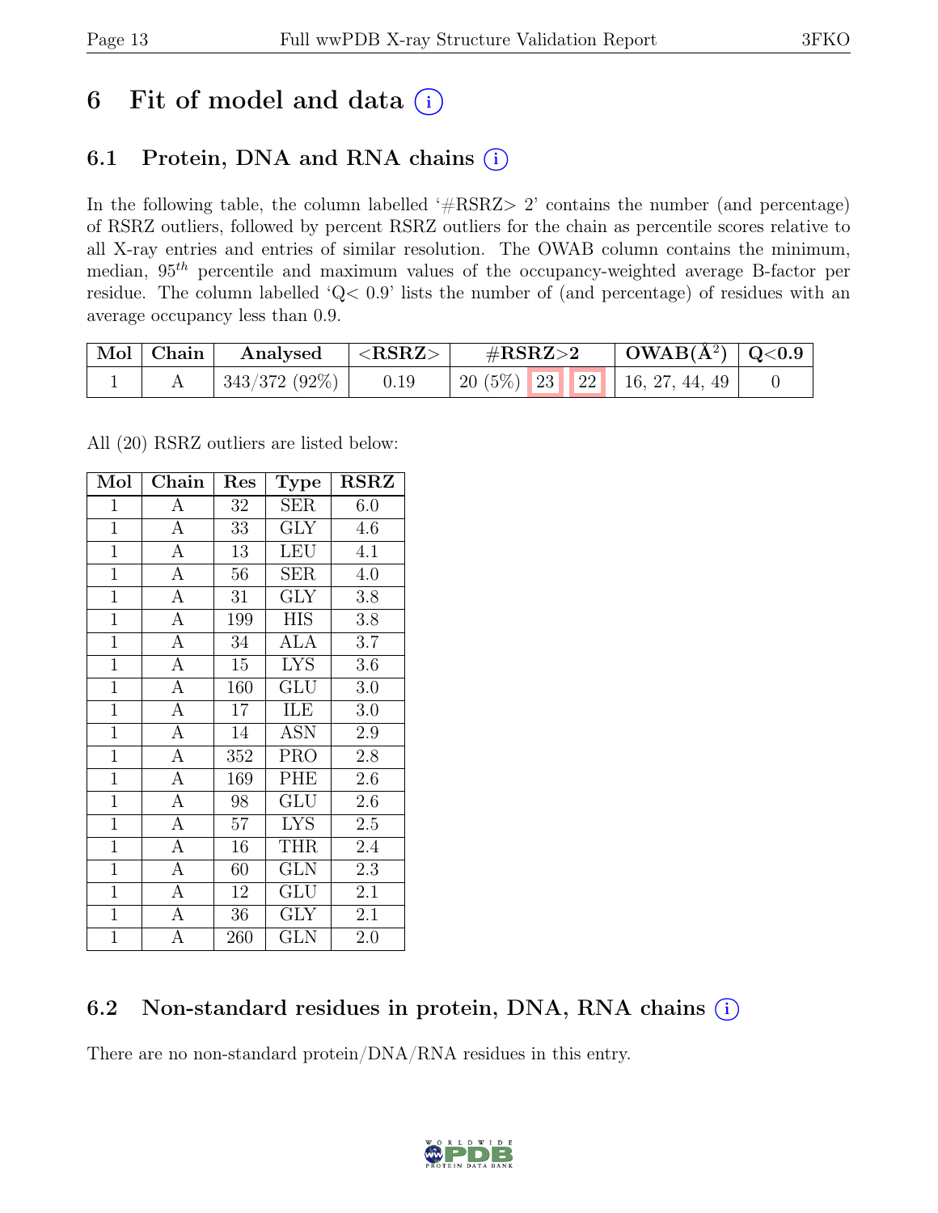# 6 Fit of model and data (i)

## 6.1 Protein, DNA and RNA chains (i)

In the following table, the column labelled '#RSRZ> 2' contains the number (and percentage) of RSRZ outliers, followed by percent RSRZ outliers for the chain as percentile scores relative to all X-ray entries and entries of similar resolution. The OWAB column contains the minimum, median, $95^{th}$ percentile and maximum values of the occupancy-weighted average B-factor per residue. The column labelled 'Q< 0.9' lists the number of (and percentage) of residues with an average occupancy less than 0.9.

| Mol | Chain | Analysed | <RSRZ> | #RSRZ>2 | | | OWAB(Å$^2$) | Q<0.9 |
|---|---|---|---|---|---|---|---|---|
| 1 | A | 343/372 (92%) | 0.19 | 20 (5%) | 23 | 22 | 16, 27, 44, 49 | 0 |

All (20) RSRZ outliers are listed below:

| Mol | Chain | Res | Type | RSRZ |
|---|---|---|---|---|
| 1 | A | 32 | SER | 6.0 |
| 1 | A | 33 | GLY | 4.6 |
| 1 | A | 13 | LEU | 4.1 |
| 1 | A | 56 | SER | 4.0 |
| 1 | A | 31 | GLY | 3.8 |
| 1 | A | 199 | HIS | 3.8 |
| 1 | A | 34 | ALA | 3.7 |
| 1 | A | 15 | LYS | 3.6 |
| 1 | A | 160 | GLU | 3.0 |
| 1 | A | 17 | ILE | 3.0 |
| 1 | A | 14 | ASN | 2.9 |
| 1 | A | 352 | PRO | 2.8 |
| 1 | A | 169 | PHE | 2.6 |
| 1 | A | 98 | GLU | 2.6 |
| 1 | A | 57 | LYS | 2.5 |
| 1 | A | 16 | THR | 2.4 |
| 1 | A | 60 | GLN | 2.3 |
| 1 | A | 12 | GLU | 2.1 |
| 1 | A | 36 | GLY | 2.1 |
| 1 | A | 260 | GLN | 2.0 |

## 6.2 Non-standard residues in protein, DNA, RNA chains (i)

There are no non-standard protein/DNA/RNA residues in this entry.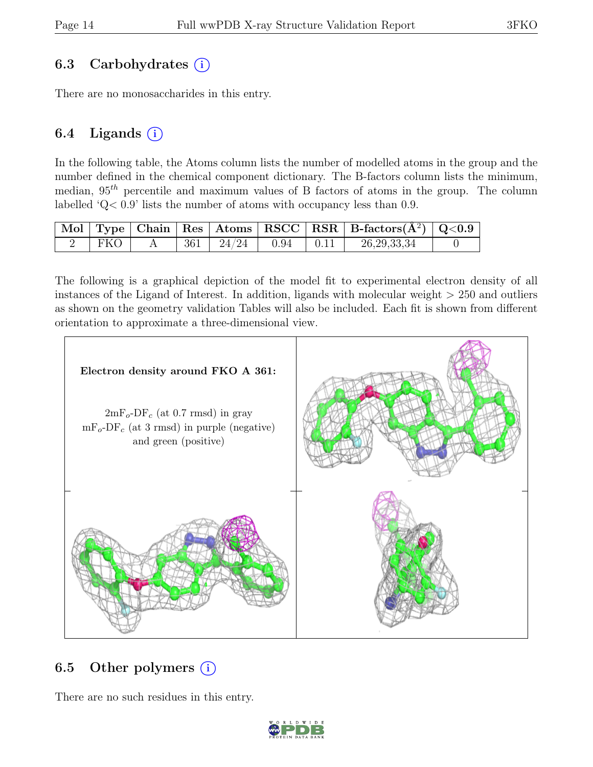## 6.3 Carbohydrates (i)

There are no monosaccharides in this entry.

## 6.4 Ligands (i)

In the following table, the Atoms column lists the number of modelled atoms in the group and the number defined in the chemical component dictionary. The B-factors column lists the minimum, median, $95^{th}$ percentile and maximum values of B factors of atoms in the group. The column labelled 'Q< 0.9' lists the number of atoms with occupancy less than 0.9.

| Mol | Type | Chain | Res | Atoms | RSCC | RSR | B-factors($Å^2$) | Q<0.9 |
|---|---|---|---|---|---|---|---|---|
| 2 | FKO | A | 361 | 24/24 | 0.94 | 0.11 | 26,29,33,34 | 0 |

The following is a graphical depiction of the model fit to experimental electron density of all instances of the Ligand of Interest. In addition, ligands with molecular weight > 250 and outliers as shown on the geometry validation Tables will also be included. Each fit is shown from different orientation to approximate a three-dimensional view.

**Electron density around FKO A 361:**

$2mF_o$-$DF_c$ (at 0.7 rmsd) in gray
$mF_o$-$DF_c$ (at 3 rmsd) in purple (negative) and green (positive)

## 6.5 Other polymers (i)

There are no such residues in this entry.